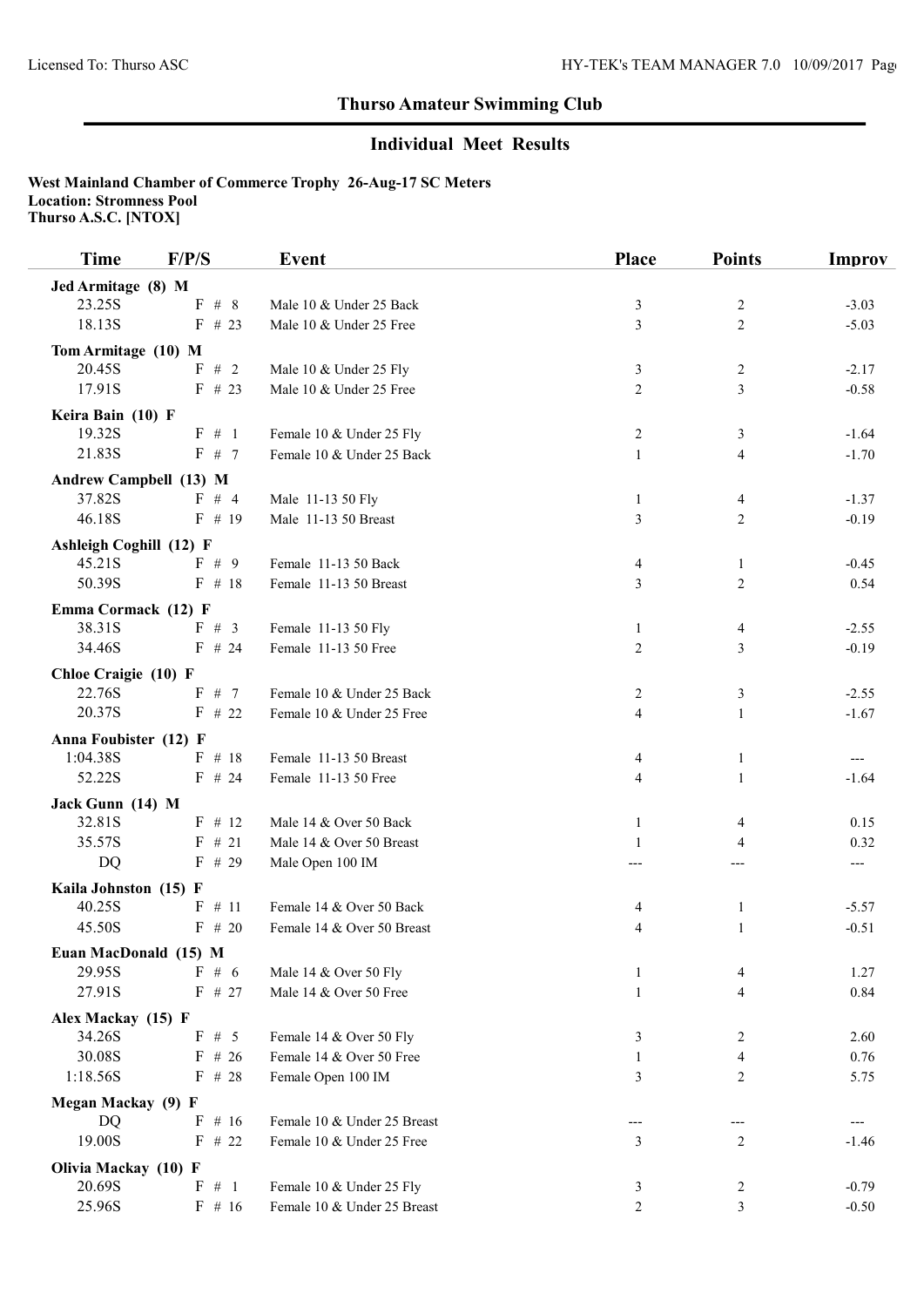## Thurso Amateur Swimming Club

### Individual Meet Results

**West Mainland Chamber of Commerce Trophy 26-Aug-17 SC Meters**
**Location: Stromness Pool**
**Thurso A.S.C. [NTOX]**

| Time | F/P/S | Event | Place | Points | Improv |
|---|---|---|---|---|---|
| **Jed Armitage (8) M** | | | | | |
| 23.25S | F # 8 | Male 10 & Under 25 Back | 3 | 2 | -3.03 |
| 18.13S | F # 23 | Male 10 & Under 25 Free | 3 | 2 | -5.03 |
| **Tom Armitage (10) M** | | | | | |
| 20.45S | F # 2 | Male 10 & Under 25 Fly | 3 | 2 | -2.17 |
| 17.91S | F # 23 | Male 10 & Under 25 Free | 2 | 3 | -0.58 |
| **Keira Bain (10) F** | | | | | |
| 19.32S | F # 1 | Female 10 & Under 25 Fly | 2 | 3 | -1.64 |
| 21.83S | F # 7 | Female 10 & Under 25 Back | 1 | 4 | -1.70 |
| **Andrew Campbell (13) M** | | | | | |
| 37.82S | F # 4 | Male 11-13 50 Fly | 1 | 4 | -1.37 |
| 46.18S | F # 19 | Male 11-13 50 Breast | 3 | 2 | -0.19 |
| **Ashleigh Coghill (12) F** | | | | | |
| 45.21S | F # 9 | Female 11-13 50 Back | 4 | 1 | -0.45 |
| 50.39S | F # 18 | Female 11-13 50 Breast | 3 | 2 | 0.54 |
| **Emma Cormack (12) F** | | | | | |
| 38.31S | F # 3 | Female 11-13 50 Fly | 1 | 4 | -2.55 |
| 34.46S | F # 24 | Female 11-13 50 Free | 2 | 3 | -0.19 |
| **Chloe Craigie (10) F** | | | | | |
| 22.76S | F # 7 | Female 10 & Under 25 Back | 2 | 3 | -2.55 |
| 20.37S | F # 22 | Female 10 & Under 25 Free | 4 | 1 | -1.67 |
| **Anna Foubister (12) F** | | | | | |
| 1:04.38S | F # 18 | Female 11-13 50 Breast | 4 | 1 | --- |
| 52.22S | F # 24 | Female 11-13 50 Free | 4 | 1 | -1.64 |
| **Jack Gunn (14) M** | | | | | |
| 32.81S | F # 12 | Male 14 & Over 50 Back | 1 | 4 | 0.15 |
| 35.57S | F # 21 | Male 14 & Over 50 Breast | 1 | 4 | 0.32 |
| DQ | F # 29 | Male Open 100 IM | --- | --- | --- |
| **Kaila Johnston (15) F** | | | | | |
| 40.25S | F # 11 | Female 14 & Over 50 Back | 4 | 1 | -5.57 |
| 45.50S | F # 20 | Female 14 & Over 50 Breast | 4 | 1 | -0.51 |
| **Euan MacDonald (15) M** | | | | | |
| 29.95S | F # 6 | Male 14 & Over 50 Fly | 1 | 4 | 1.27 |
| 27.91S | F # 27 | Male 14 & Over 50 Free | 1 | 4 | 0.84 |
| **Alex Mackay (15) F** | | | | | |
| 34.26S | F # 5 | Female 14 & Over 50 Fly | 3 | 2 | 2.60 |
| 30.08S | F # 26 | Female 14 & Over 50 Free | 1 | 4 | 0.76 |
| 1:18.56S | F # 28 | Female Open 100 IM | 3 | 2 | 5.75 |
| **Megan Mackay (9) F** | | | | | |
| DQ | F # 16 | Female 10 & Under 25 Breast | --- | --- | --- |
| 19.00S | F # 22 | Female 10 & Under 25 Free | 3 | 2 | -1.46 |
| **Olivia Mackay (10) F** | | | | | |
| 20.69S | F # 1 | Female 10 & Under 25 Fly | 3 | 2 | -0.79 |
| 25.96S | F # 16 | Female 10 & Under 25 Breast | 2 | 3 | -0.50 |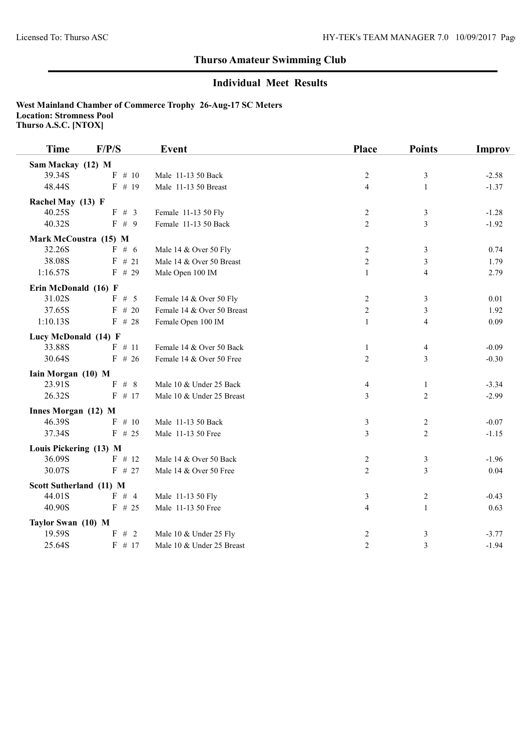## Thurso Amateur Swimming Club

## Individual Meet Results

**West Mainland Chamber of Commerce Trophy 26-Aug-17 SC Meters**
**Location: Stromness Pool**
**Thurso A.S.C. [NTOX]**

| Time | F/P/S | Event | Place | Points | Improv |
|---|---|---|---|---|---|
| **Sam Mackay (12) M** | | | | | |
| 39.34S | F # 10 | Male 11-13 50 Back | 2 | 3 | -2.58 |
| 48.44S | F # 19 | Male 11-13 50 Breast | 4 | 1 | -1.37 |
| **Rachel May (13) F** | | | | | |
| 40.25S | F # 3 | Female 11-13 50 Fly | 2 | 3 | -1.28 |
| 40.32S | F # 9 | Female 11-13 50 Back | 2 | 3 | -1.92 |
| **Mark McCoustra (15) M** | | | | | |
| 32.26S | F # 6 | Male 14 & Over 50 Fly | 2 | 3 | 0.74 |
| 38.08S | F # 21 | Male 14 & Over 50 Breast | 2 | 3 | 1.79 |
| 1:16.57S | F # 29 | Male Open 100 IM | 1 | 4 | 2.79 |
| **Erin McDonald (16) F** | | | | | |
| 31.02S | F # 5 | Female 14 & Over 50 Fly | 2 | 3 | 0.01 |
| 37.65S | F # 20 | Female 14 & Over 50 Breast | 2 | 3 | 1.92 |
| 1:10.13S | F # 28 | Female Open 100 IM | 1 | 4 | 0.09 |
| **Lucy McDonald (14) F** | | | | | |
| 33.88S | F # 11 | Female 14 & Over 50 Back | 1 | 4 | -0.09 |
| 30.64S | F # 26 | Female 14 & Over 50 Free | 2 | 3 | -0.30 |
| **Iain Morgan (10) M** | | | | | |
| 23.91S | F # 8 | Male 10 & Under 25 Back | 4 | 1 | -3.34 |
| 26.32S | F # 17 | Male 10 & Under 25 Breast | 3 | 2 | -2.99 |
| **Innes Morgan (12) M** | | | | | |
| 46.39S | F # 10 | Male 11-13 50 Back | 3 | 2 | -0.07 |
| 37.34S | F # 25 | Male 11-13 50 Free | 3 | 2 | -1.15 |
| **Louis Pickering (13) M** | | | | | |
| 36.09S | F # 12 | Male 14 & Over 50 Back | 2 | 3 | -1.96 |
| 30.07S | F # 27 | Male 14 & Over 50 Free | 2 | 3 | 0.04 |
| **Scott Sutherland (11) M** | | | | | |
| 44.01S | F # 4 | Male 11-13 50 Fly | 3 | 2 | -0.43 |
| 40.90S | F # 25 | Male 11-13 50 Free | 4 | 1 | 0.63 |
| **Taylor Swan (10) M** | | | | | |
| 19.59S | F # 2 | Male 10 & Under 25 Fly | 2 | 3 | -3.77 |
| 25.64S | F # 17 | Male 10 & Under 25 Breast | 2 | 3 | -1.94 |